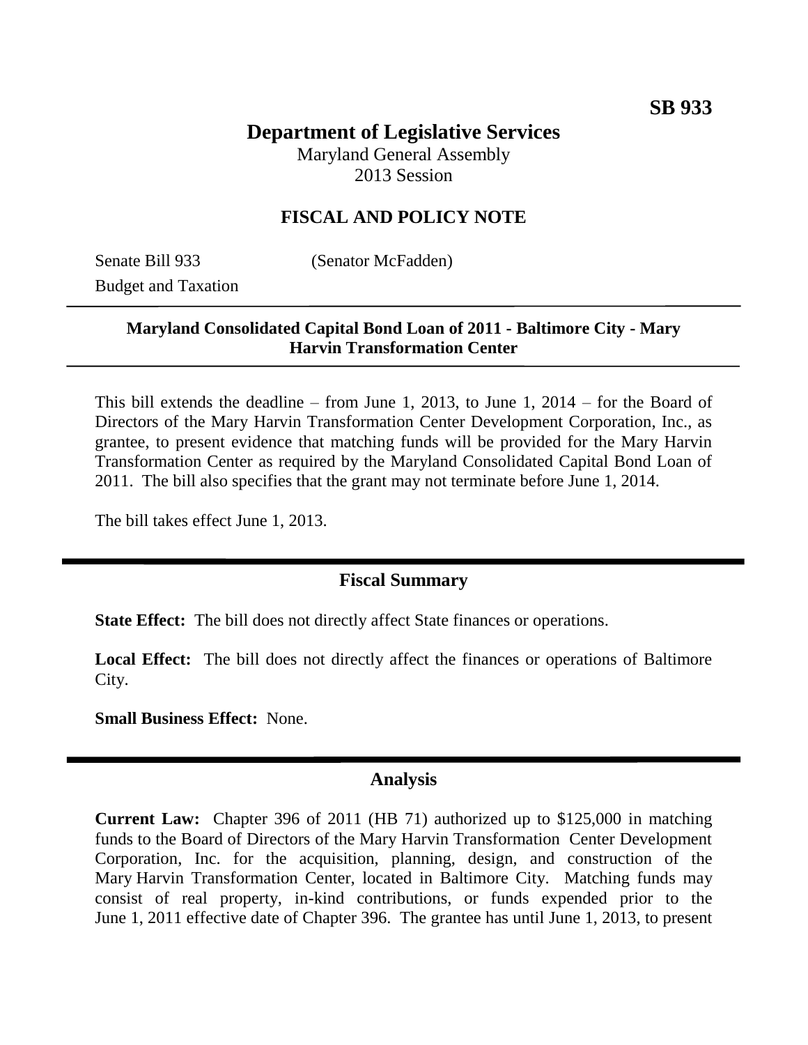**SB 933**

# Department of Legislative Services

Maryland General Assembly
2013 Session

## FISCAL AND POLICY NOTE

Senate Bill 933 (Senator McFadden)
Budget and Taxation

---

**Maryland Consolidated Capital Bond Loan of 2011 - Baltimore City - Mary Harvin Transformation Center**

---

This bill extends the deadline – from June 1, 2013, to June 1, 2014 – for the Board of Directors of the Mary Harvin Transformation Center Development Corporation, Inc., as grantee, to present evidence that matching funds will be provided for the Mary Harvin Transformation Center as required by the Maryland Consolidated Capital Bond Loan of 2011. The bill also specifies that the grant may not terminate before June 1, 2014.

The bill takes effect June 1, 2013.

## Fiscal Summary

**State Effect:** The bill does not directly affect State finances or operations.

**Local Effect:** The bill does not directly affect the finances or operations of Baltimore City.

**Small Business Effect:** None.

## Analysis

**Current Law:** Chapter 396 of 2011 (HB 71) authorized up to $125,000 in matching funds to the Board of Directors of the Mary Harvin Transformation Center Development Corporation, Inc. for the acquisition, planning, design, and construction of the Mary Harvin Transformation Center, located in Baltimore City. Matching funds may consist of real property, in-kind contributions, or funds expended prior to the June 1, 2011 effective date of Chapter 396. The grantee has until June 1, 2013, to present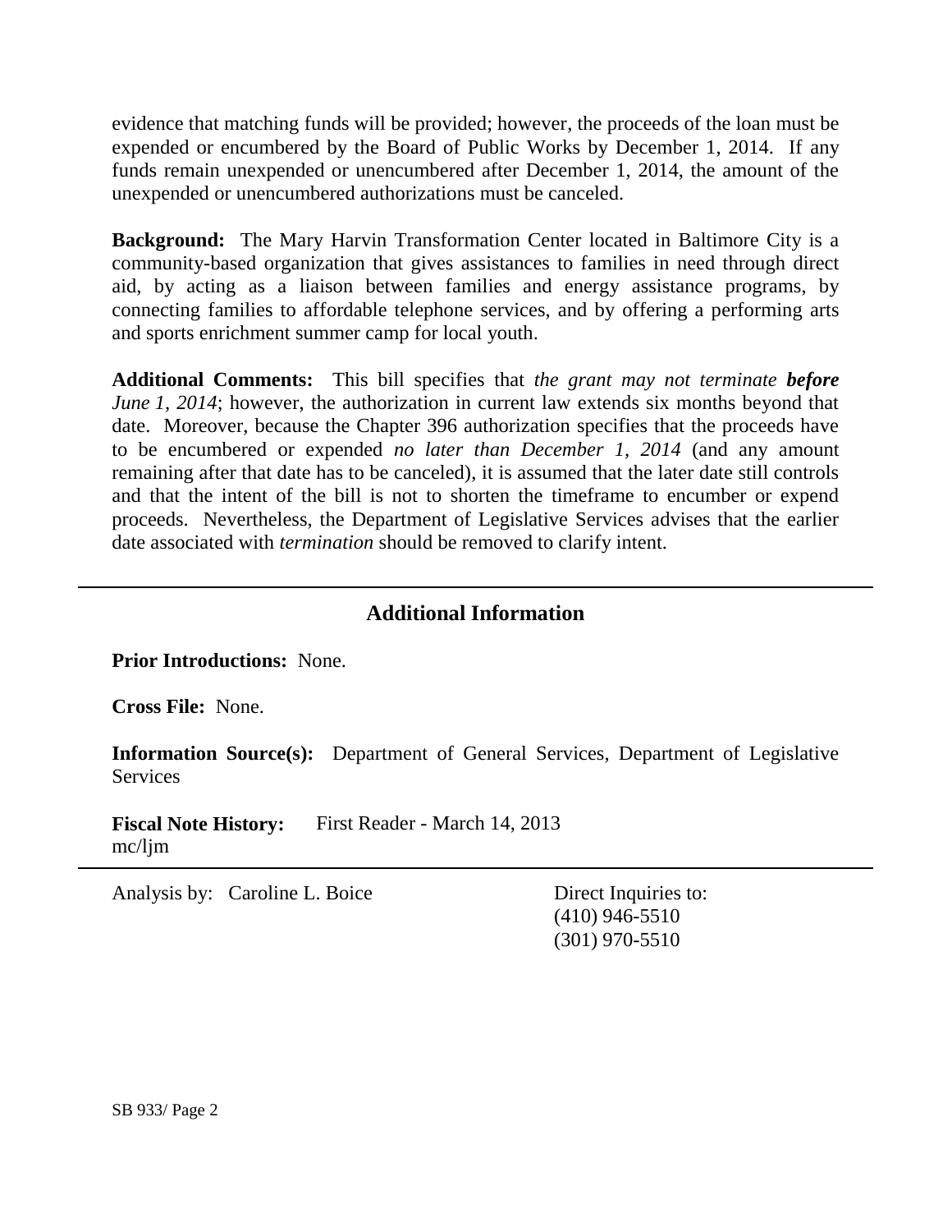evidence that matching funds will be provided; however, the proceeds of the loan must be expended or encumbered by the Board of Public Works by December 1, 2014. If any funds remain unexpended or unencumbered after December 1, 2014, the amount of the unexpended or unencumbered authorizations must be canceled.

**Background:** The Mary Harvin Transformation Center located in Baltimore City is a community-based organization that gives assistances to families in need through direct aid, by acting as a liaison between families and energy assistance programs, by connecting families to affordable telephone services, and by offering a performing arts and sports enrichment summer camp for local youth.

**Additional Comments:** This bill specifies that *the grant may not terminate **before** June 1, 2014*; however, the authorization in current law extends six months beyond that date. Moreover, because the Chapter 396 authorization specifies that the proceeds have to be encumbered or expended *no later than December 1, 2014* (and any amount remaining after that date has to be canceled), it is assumed that the later date still controls and that the intent of the bill is not to shorten the timeframe to encumber or expend proceeds. Nevertheless, the Department of Legislative Services advises that the earlier date associated with *termination* should be removed to clarify intent.

## Additional Information

**Prior Introductions:** None.

**Cross File:** None.

**Information Source(s):** Department of General Services, Department of Legislative Services

**Fiscal Note History:** First Reader - March 14, 2013
mc/ljm

Analysis by: Caroline L. Boice

Direct Inquiries to:
(410) 946-5510
(301) 970-5510